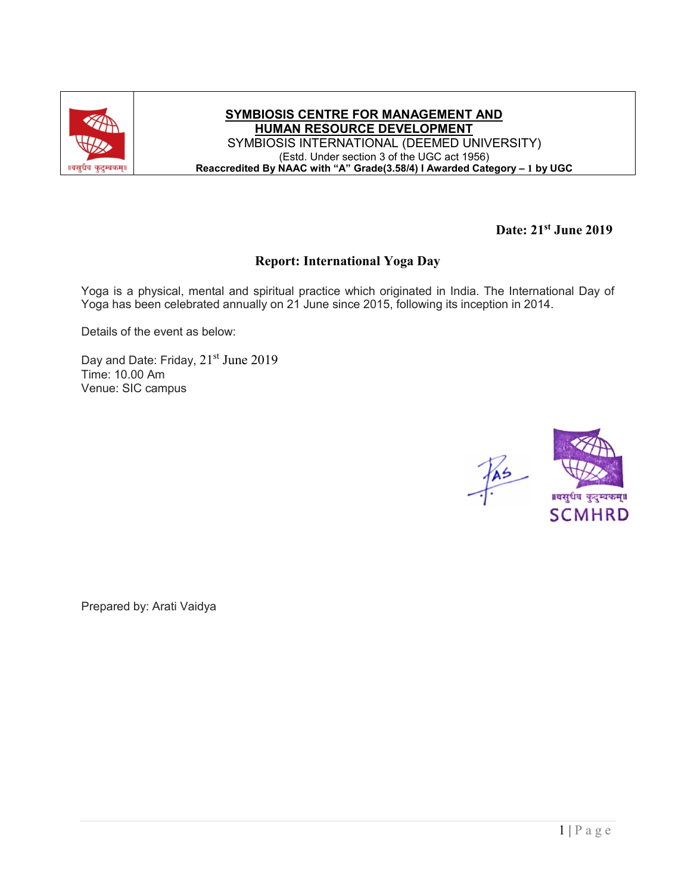**SYMBIOSIS CENTRE FOR MANAGEMENT AND HUMAN RESOURCE DEVELOPMENT**

SYMBIOSIS INTERNATIONAL (DEEMED UNIVERSITY)

(Estd. Under section 3 of the UGC act 1956)

**Reaccredited By NAAC with "A" Grade(3.58/4) I Awarded Category – 1 by UGC**

**Date: 21st June 2019**

## Report: International Yoga Day

Yoga is a physical, mental and spiritual practice which originated in India. The International Day of Yoga has been celebrated annually on 21 June since 2015, following its inception in 2014.

Details of the event as below:

Day and Date: Friday, 21st June 2019
Time: 10.00 Am
Venue: SIC campus

Prepared by: Arati Vaidya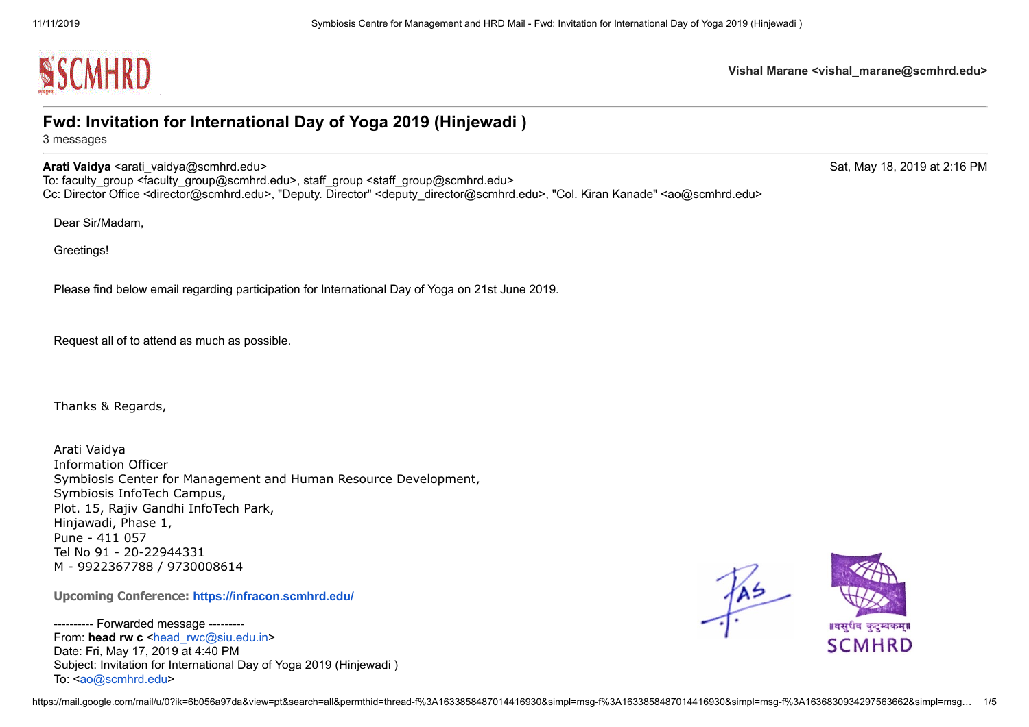Vishal Marane <vishal_marane@scmhrd.edu>

# Fwd: Invitation for International Day of Yoga 2019 (Hinjewadi )

3 messages

**Arati Vaidya** <arati_vaidya@scmhrd.edu> Sat, May 18, 2019 at 2:16 PM
To: faculty_group <faculty_group@scmhrd.edu>, staff_group <staff_group@scmhrd.edu>
Cc: Director Office <director@scmhrd.edu>, "Deputy. Director" <deputy_director@scmhrd.edu>, "Col. Kiran Kanade" <ao@scmhrd.edu>

Dear Sir/Madam,

Greetings!

Please find below email regarding participation for International Day of Yoga on 21st June 2019.

Request all of to attend as much as possible.

Thanks & Regards,

Arati Vaidya
Information Officer
Symbiosis Center for Management and Human Resource Development,
Symbiosis InfoTech Campus,
Plot. 15, Rajiv Gandhi InfoTech Park,
Hinjawadi, Phase 1,
Pune - 411 057
Tel No 91 - 20-22944331
M - 9922367788 / 9730008614

**Upcoming Conference: https://infracon.scmhrd.edu/**

---------- Forwarded message ---------
From: **head rw c** <head_rwc@siu.edu.in>
Date: Fri, May 17, 2019 at 4:40 PM
Subject: Invitation for International Day of Yoga 2019 (Hinjewadi )
To: <ao@scmhrd.edu>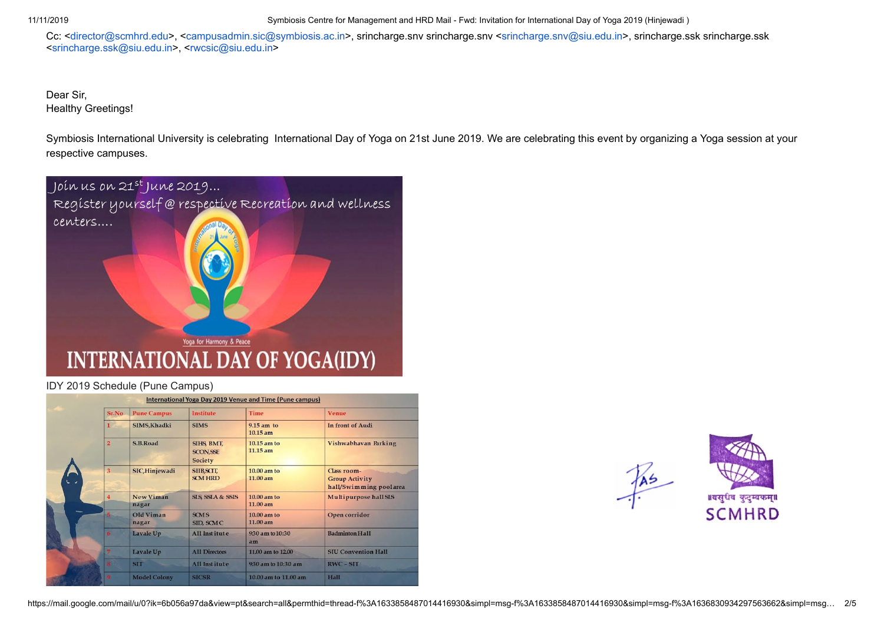Cc: <director@scmhrd.edu>, <campusadmin.sic@symbiosis.ac.in>, srincharge.snv srincharge.snv <srincharge.snv@siu.edu.in>, srincharge.ssk srincharge.ssk <srincharge.ssk@siu.edu.in>, <rwcsic@siu.edu.in>

Dear Sir,
Healthy Greetings!

Symbiosis International University is celebrating International Day of Yoga on 21st June 2019. We are celebrating this event by organizing a Yoga session at your respective campuses.

Join us on 21st June 2019...
Register yourself @ respective Recreation and wellness centers....

Yoga for Harmony & Peace

INTERNATIONAL DAY OF YOGA(IDY)

IDY 2019 Schedule (Pune Campus)

International Yoga Day 2019 Venue and Time (Pune campus)

| Sr.No | Pune Campus | Institute | Time | Venue |
|---|---|---|---|---|
| 1 | SIMS,Khadki | SIMS | 9.15 am to 10.15 am | In front of Audi |
| 2 | S.B.Road | SIHS, BMT, SCON,SSE Society | 10.15 am to 11.15 am | Vishwabhavan Parking |
| 3 | SIC,Hinjewadi | SIIB,SCIT, SCM HRD | 10.00 am to 11.00 am | Class room-Group Activity hall/Swimming pool area |
| 4 | New Viman nagar | SIS, SSLA & SSIS | 10.00 am to 11.00 am | Multipurpose hall SIS |
| 5 | Old Viman nagar | SCMS SID, SCMC | 10.00 am to 11.00 am | Open corridor |
| 6 | Lavale Up | All Institute | 9.30 am to 10:30 am | Badminton Hall |
| 7 | Lavale Up | All Directors | 11.00 am to 12.00 | SIU Convention Hall |
| 8 | SIT | All Institute | 9.30 am to 10:30 am | RWC - SIT |
| 9 | Model Colony | SICSR | 10.00 am to 11.00 am | Hall |

॥वसुधैव कुटुम्बकम्॥
SCMHRD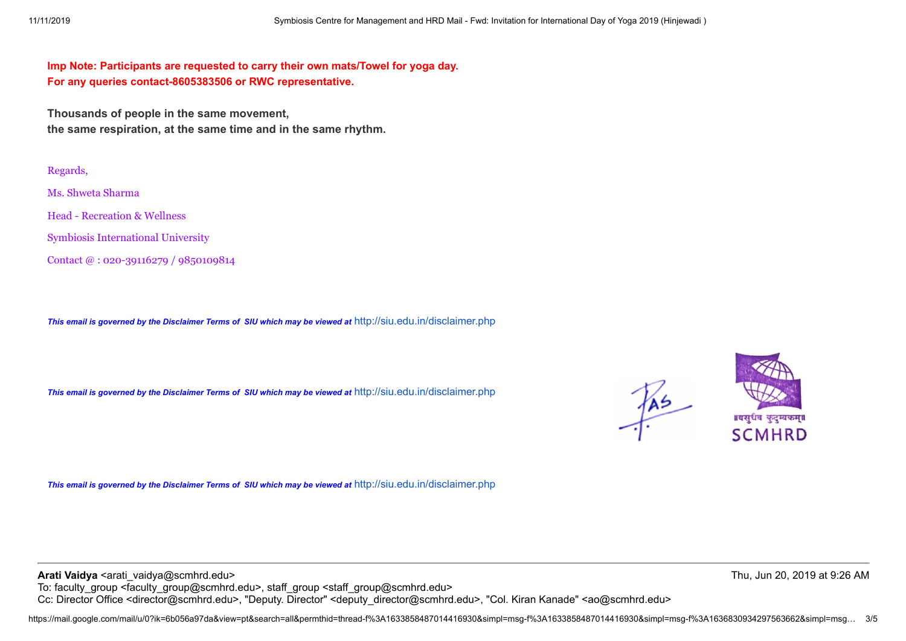**Imp Note: Participants are requested to carry their own mats/Towel for yoga day.**
**For any queries contact-8605383506 or RWC representative.**

**Thousands of people in the same movement,**
**the same respiration, at the same time and in the same rhythm.**

Regards,

Ms. Shweta Sharma

Head - Recreation & Wellness

Symbiosis International University

Contact @ : 020-39116279 / 9850109814

***This email is governed by the Disclaimer Terms of SIU which may be viewed at*** http://siu.edu.in/disclaimer.php

***This email is governed by the Disclaimer Terms of SIU which may be viewed at*** http://siu.edu.in/disclaimer.php

॥वसुधैव कुटुम्बकम्॥
SCMHRD

***This email is governed by the Disclaimer Terms of SIU which may be viewed at*** http://siu.edu.in/disclaimer.php

---

**Arati Vaidya** <arati_vaidya@scmhrd.edu> Thu, Jun 20, 2019 at 9:26 AM
To: faculty_group <faculty_group@scmhrd.edu>, staff_group <staff_group@scmhrd.edu>
Cc: Director Office <director@scmhrd.edu>, "Deputy. Director" <deputy_director@scmhrd.edu>, "Col. Kiran Kanade" <ao@scmhrd.edu>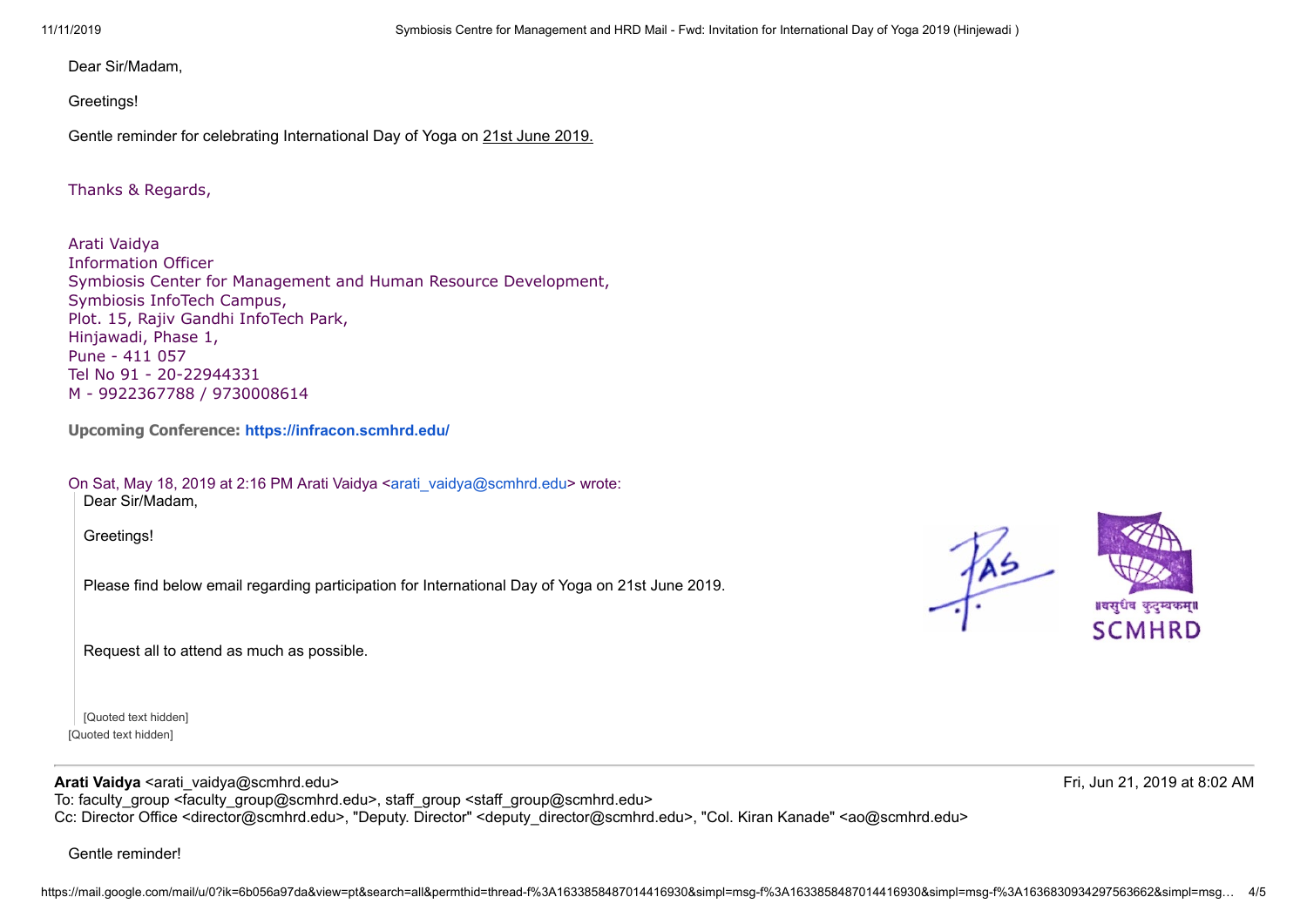Dear Sir/Madam,

Greetings!

Gentle reminder for celebrating International Day of Yoga on 21st June 2019.

Thanks & Regards,

Arati Vaidya
Information Officer
Symbiosis Center for Management and Human Resource Development,
Symbiosis InfoTech Campus,
Plot. 15, Rajiv Gandhi InfoTech Park,
Hinjawadi, Phase 1,
Pune - 411 057
Tel No 91 - 20-22944331
M - 9922367788 / 9730008614

**Upcoming Conference: https://infracon.scmhrd.edu/**

On Sat, May 18, 2019 at 2:16 PM Arati Vaidya <arati_vaidya@scmhrd.edu> wrote:

> Dear Sir/Madam,
>
> Greetings!
>
> Please find below email regarding participation for International Day of Yoga on 21st June 2019.
>
> Request all to attend as much as possible.
>
> [Quoted text hidden]

[Quoted text hidden]

---

**Arati Vaidya** <arati_vaidya@scmhrd.edu> — Fri, Jun 21, 2019 at 8:02 AM
To: faculty_group <faculty_group@scmhrd.edu>, staff_group <staff_group@scmhrd.edu>
Cc: Director Office <director@scmhrd.edu>, "Deputy. Director" <deputy_director@scmhrd.edu>, "Col. Kiran Kanade" <ao@scmhrd.edu>

Gentle reminder!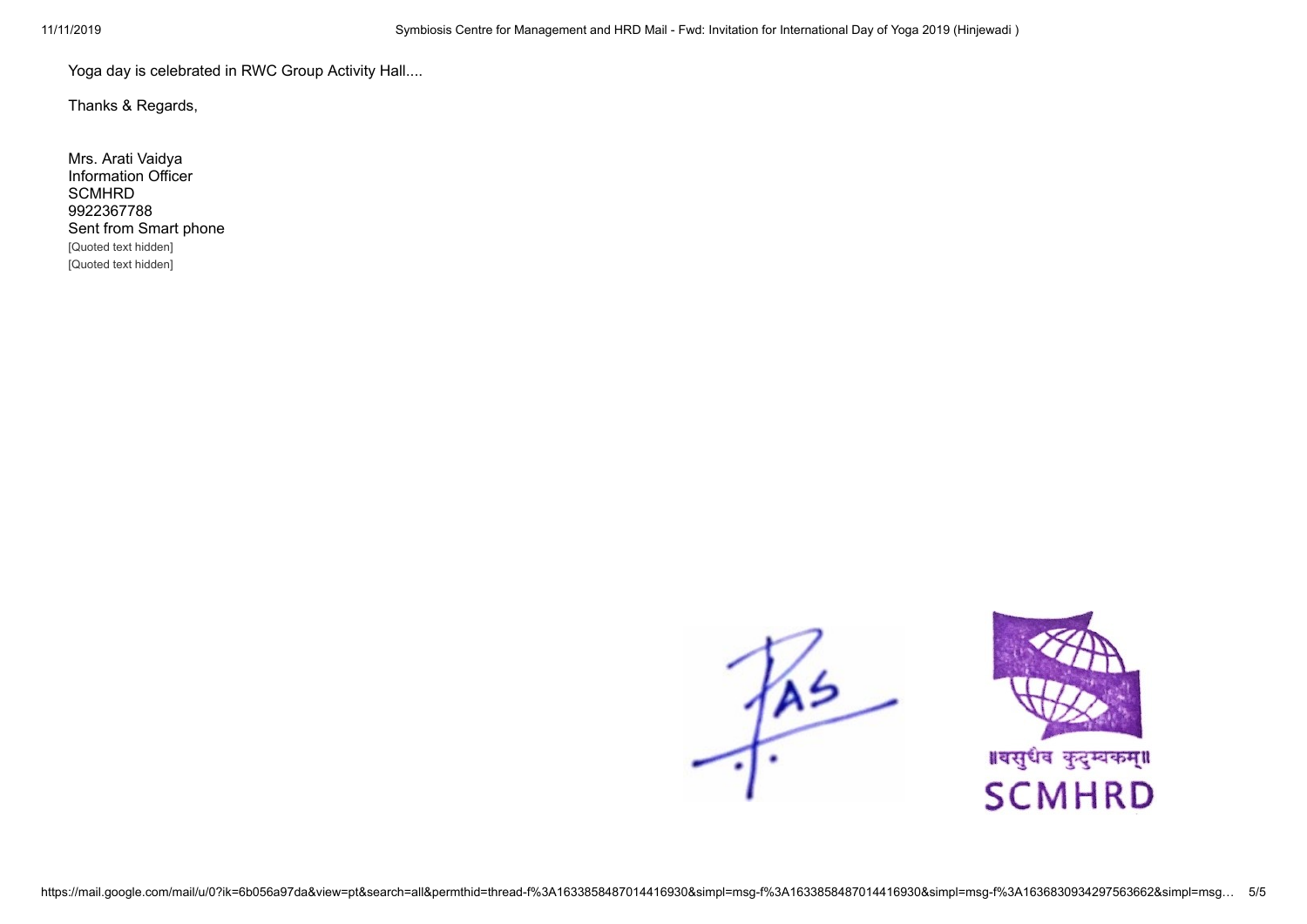Yoga day is celebrated in RWC Group Activity Hall....

Thanks & Regards,

Mrs. Arati Vaidya
Information Officer
SCMHRD
9922367788
Sent from Smart phone
[Quoted text hidden]
[Quoted text hidden]

॥वसुधैव कुटुम्बकम्॥
SCMHRD